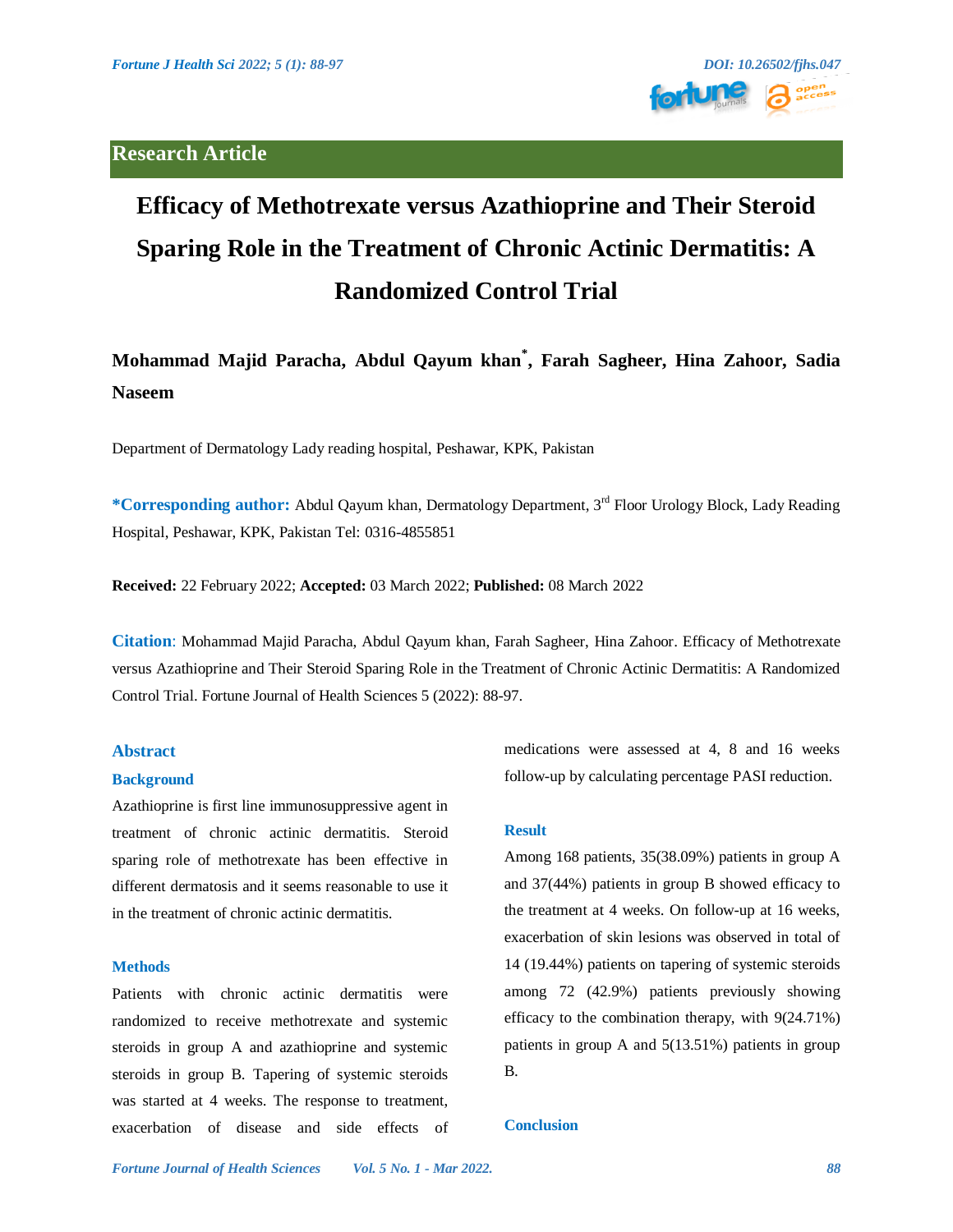## Research Article

# Efficacy of Methotrexate versus Azathioprine and Their Steroid Sparing Role in the Treatment of Chronic Actinic Dermatitis: A Randomized Control Trial

**Mohammad Majid Paracha, Abdul Qayum khan*, Farah Sagheer, Hina Zahoor, Sadia Naseem**

Department of Dermatology Lady reading hospital, Peshawar, KPK, Pakistan

**\*Corresponding author:** Abdul Qayum khan, Dermatology Department, 3rd Floor Urology Block, Lady Reading Hospital, Peshawar, KPK, Pakistan Tel: 0316-4855851

**Received:** 22 February 2022; **Accepted:** 03 March 2022; **Published:** 08 March 2022

**Citation**: Mohammad Majid Paracha, Abdul Qayum khan, Farah Sagheer, Hina Zahoor. Efficacy of Methotrexate versus Azathioprine and Their Steroid Sparing Role in the Treatment of Chronic Actinic Dermatitis: A Randomized Control Trial. Fortune Journal of Health Sciences 5 (2022): 88-97.

## Abstract

### Background

Azathioprine is first line immunosuppressive agent in treatment of chronic actinic dermatitis. Steroid sparing role of methotrexate has been effective in different dermatosis and it seems reasonable to use it in the treatment of chronic actinic dermatitis.

### Methods

Patients with chronic actinic dermatitis were randomized to receive methotrexate and systemic steroids in group A and azathioprine and systemic steroids in group B. Tapering of systemic steroids was started at 4 weeks. The response to treatment, exacerbation of disease and side effects of medications were assessed at 4, 8 and 16 weeks follow-up by calculating percentage PASI reduction.

### Result

Among 168 patients, 35(38.09%) patients in group A and 37(44%) patients in group B showed efficacy to the treatment at 4 weeks. On follow-up at 16 weeks, exacerbation of skin lesions was observed in total of 14 (19.44%) patients on tapering of systemic steroids among 72 (42.9%) patients previously showing efficacy to the combination therapy, with 9(24.71%) patients in group A and 5(13.51%) patients in group B.

### Conclusion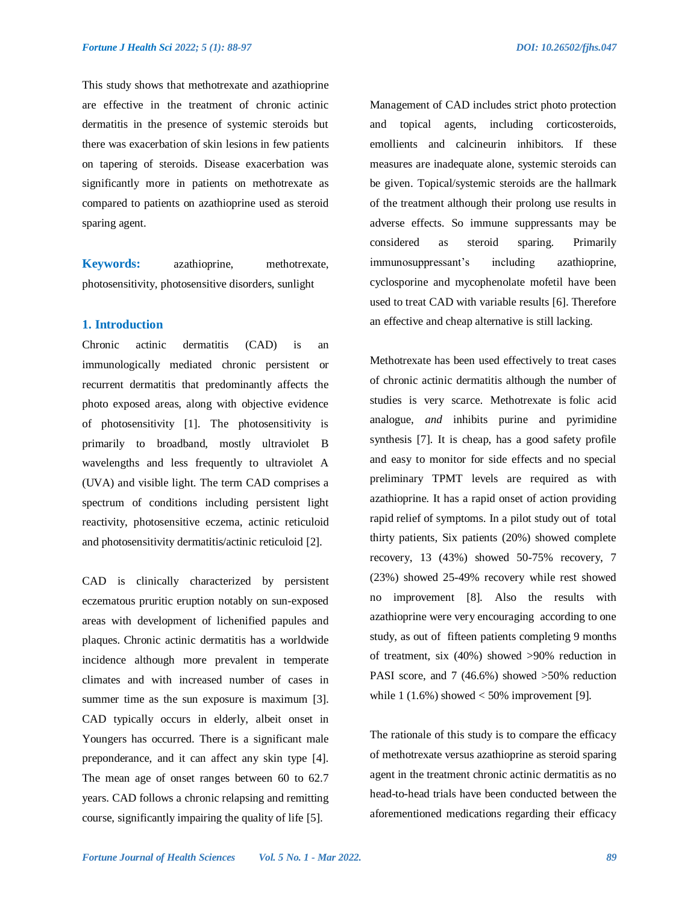This study shows that methotrexate and azathioprine are effective in the treatment of chronic actinic dermatitis in the presence of systemic steroids but there was exacerbation of skin lesions in few patients on tapering of steroids. Disease exacerbation was significantly more in patients on methotrexate as compared to patients on azathioprine used as steroid sparing agent.

**Keywords:** azathioprine, methotrexate, photosensitivity, photosensitive disorders, sunlight

## 1. Introduction

Chronic actinic dermatitis (CAD) is an immunologically mediated chronic persistent or recurrent dermatitis that predominantly affects the photo exposed areas, along with objective evidence of photosensitivity [1]. The photosensitivity is primarily to broadband, mostly ultraviolet B wavelengths and less frequently to ultraviolet A (UVA) and visible light. The term CAD comprises a spectrum of conditions including persistent light reactivity, photosensitive eczema, actinic reticuloid and photosensitivity dermatitis/actinic reticuloid [2].

CAD is clinically characterized by persistent eczematous pruritic eruption notably on sun-exposed areas with development of lichenified papules and plaques. Chronic actinic dermatitis has a worldwide incidence although more prevalent in temperate climates and with increased number of cases in summer time as the sun exposure is maximum [3]. CAD typically occurs in elderly, albeit onset in Youngers has occurred. There is a significant male preponderance, and it can affect any skin type [4]. The mean age of onset ranges between 60 to 62.7 years. CAD follows a chronic relapsing and remitting course, significantly impairing the quality of life [5].

Management of CAD includes strict photo protection and topical agents, including corticosteroids, emollients and calcineurin inhibitors. If these measures are inadequate alone, systemic steroids can be given. Topical/systemic steroids are the hallmark of the treatment although their prolong use results in adverse effects. So immune suppressants may be considered as steroid sparing. Primarily immunosuppressant's including azathioprine, cyclosporine and mycophenolate mofetil have been used to treat CAD with variable results [6]. Therefore an effective and cheap alternative is still lacking.

Methotrexate has been used effectively to treat cases of chronic actinic dermatitis although the number of studies is very scarce. Methotrexate is folic acid analogue, *and* inhibits purine and pyrimidine synthesis [7]. It is cheap, has a good safety profile and easy to monitor for side effects and no special preliminary TPMT levels are required as with azathioprine. It has a rapid onset of action providing rapid relief of symptoms. In a pilot study out of total thirty patients, Six patients (20%) showed complete recovery, 13 (43%) showed 50-75% recovery, 7 (23%) showed 25-49% recovery while rest showed no improvement [8]. Also the results with azathioprine were very encouraging according to one study, as out of fifteen patients completing 9 months of treatment, six (40%) showed >90% reduction in PASI score, and 7 (46.6%) showed >50% reduction while 1 (1.6%) showed < 50% improvement [9].

The rationale of this study is to compare the efficacy of methotrexate versus azathioprine as steroid sparing agent in the treatment chronic actinic dermatitis as no head-to-head trials have been conducted between the aforementioned medications regarding their efficacy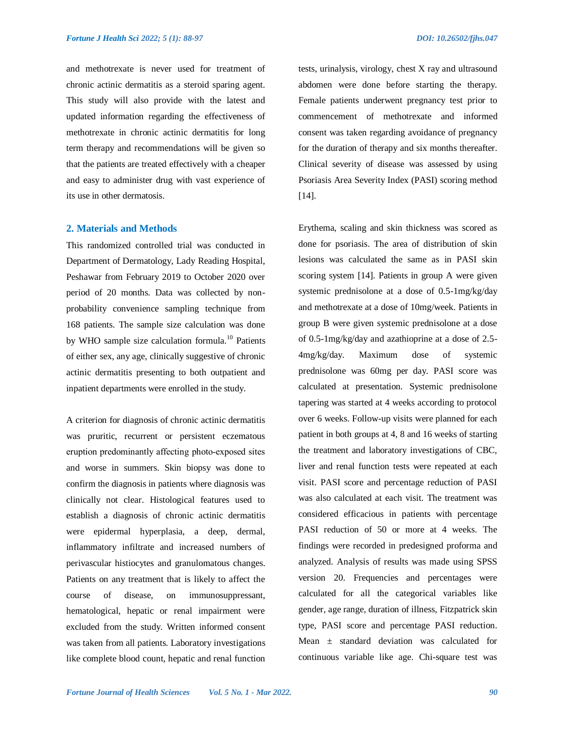and methotrexate is never used for treatment of chronic actinic dermatitis as a steroid sparing agent. This study will also provide with the latest and updated information regarding the effectiveness of methotrexate in chronic actinic dermatitis for long term therapy and recommendations will be given so that the patients are treated effectively with a cheaper and easy to administer drug with vast experience of its use in other dermatosis.

## 2. Materials and Methods

This randomized controlled trial was conducted in Department of Dermatology, Lady Reading Hospital, Peshawar from February 2019 to October 2020 over period of 20 months. Data was collected by non-probability convenience sampling technique from 168 patients. The sample size calculation was done by WHO sample size calculation formula.[10] Patients of either sex, any age, clinically suggestive of chronic actinic dermatitis presenting to both outpatient and inpatient departments were enrolled in the study.

A criterion for diagnosis of chronic actinic dermatitis was pruritic, recurrent or persistent eczematous eruption predominantly affecting photo-exposed sites and worse in summers. Skin biopsy was done to confirm the diagnosis in patients where diagnosis was clinically not clear. Histological features used to establish a diagnosis of chronic actinic dermatitis were epidermal hyperplasia, a deep, dermal, inflammatory infiltrate and increased numbers of perivascular histiocytes and granulomatous changes. Patients on any treatment that is likely to affect the course of disease, on immunosuppressant, hematological, hepatic or renal impairment were excluded from the study. Written informed consent was taken from all patients. Laboratory investigations like complete blood count, hepatic and renal function tests, urinalysis, virology, chest X ray and ultrasound abdomen were done before starting the therapy. Female patients underwent pregnancy test prior to commencement of methotrexate and informed consent was taken regarding avoidance of pregnancy for the duration of therapy and six months thereafter. Clinical severity of disease was assessed by using Psoriasis Area Severity Index (PASI) scoring method [14].

Erythema, scaling and skin thickness was scored as done for psoriasis. The area of distribution of skin lesions was calculated the same as in PASI skin scoring system [14]. Patients in group A were given systemic prednisolone at a dose of 0.5-1mg/kg/day and methotrexate at a dose of 10mg/week. Patients in group B were given systemic prednisolone at a dose of 0.5-1mg/kg/day and azathioprine at a dose of 2.5-4mg/kg/day. Maximum dose of systemic prednisolone was 60mg per day. PASI score was calculated at presentation. Systemic prednisolone tapering was started at 4 weeks according to protocol over 6 weeks. Follow-up visits were planned for each patient in both groups at 4, 8 and 16 weeks of starting the treatment and laboratory investigations of CBC, liver and renal function tests were repeated at each visit. PASI score and percentage reduction of PASI was also calculated at each visit. The treatment was considered efficacious in patients with percentage PASI reduction of 50 or more at 4 weeks. The findings were recorded in predesigned proforma and analyzed. Analysis of results was made using SPSS version 20. Frequencies and percentages were calculated for all the categorical variables like gender, age range, duration of illness, Fitzpatrick skin type, PASI score and percentage PASI reduction. Mean ± standard deviation was calculated for continuous variable like age. Chi-square test was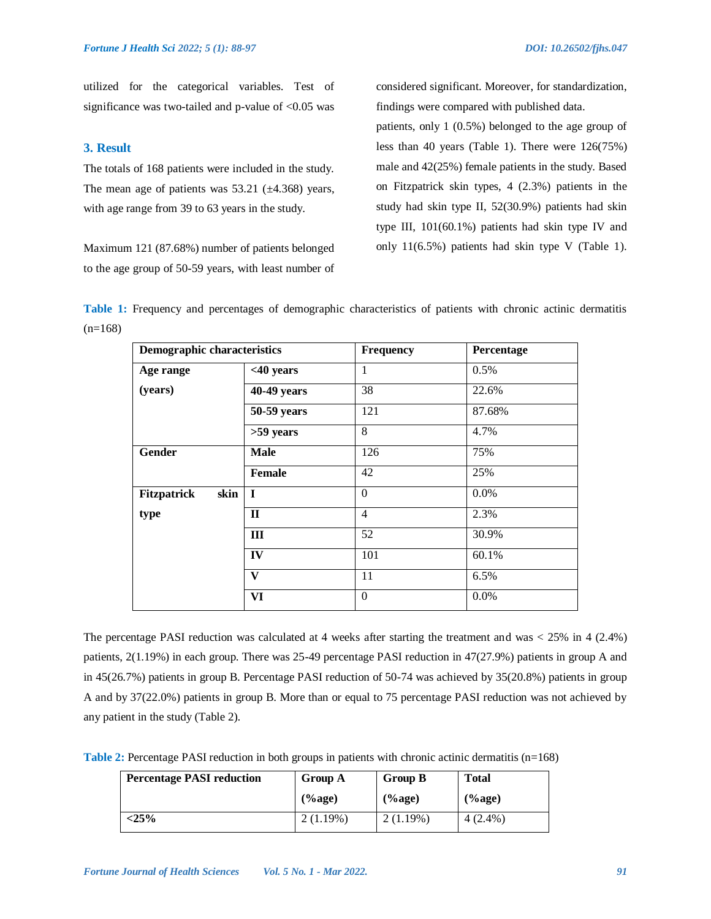utilized for the categorical variables. Test of significance was two-tailed and p-value of <0.05 was considered significant. Moreover, for standardization, findings were compared with published data.

## 3. Result

The totals of 168 patients were included in the study. The mean age of patients was 53.21 (±4.368) years, with age range from 39 to 63 years in the study.

Maximum 121 (87.68%) number of patients belonged to the age group of 50-59 years, with least number of patients, only 1 (0.5%) belonged to the age group of less than 40 years (Table 1). There were 126(75%) male and 42(25%) female patients in the study. Based on Fitzpatrick skin types, 4 (2.3%) patients in the study had skin type II, 52(30.9%) patients had skin type III, 101(60.1%) patients had skin type IV and only 11(6.5%) patients had skin type V (Table 1).

**Table 1:** Frequency and percentages of demographic characteristics of patients with chronic actinic dermatitis (n=168)

| Demographic characteristics | | Frequency | Percentage |
|---|---|---|---|
| **Age range (years)** | **<40 years** | 1 | 0.5% |
| | **40-49 years** | 38 | 22.6% |
| | **50-59 years** | 121 | 87.68% |
| | **>59 years** | 8 | 4.7% |
| **Gender** | **Male** | 126 | 75% |
| | **Female** | 42 | 25% |
| **Fitzpatrick skin type** | **I** | 0 | 0.0% |
| | **II** | 4 | 2.3% |
| | **III** | 52 | 30.9% |
| | **IV** | 101 | 60.1% |
| | **V** | 11 | 6.5% |
| | **VI** | 0 | 0.0% |

The percentage PASI reduction was calculated at 4 weeks after starting the treatment and was < 25% in 4 (2.4%) patients, 2(1.19%) in each group. There was 25-49 percentage PASI reduction in 47(27.9%) patients in group A and in 45(26.7%) patients in group B. Percentage PASI reduction of 50-74 was achieved by 35(20.8%) patients in group A and by 37(22.0%) patients in group B. More than or equal to 75 percentage PASI reduction was not achieved by any patient in the study (Table 2).

**Table 2:** Percentage PASI reduction in both groups in patients with chronic actinic dermatitis (n=168)

| Percentage PASI reduction | Group A (%age) | Group B (%age) | Total (%age) |
|---|---|---|---|
| **<25%** | 2 (1.19%) | 2 (1.19%) | 4 (2.4%) |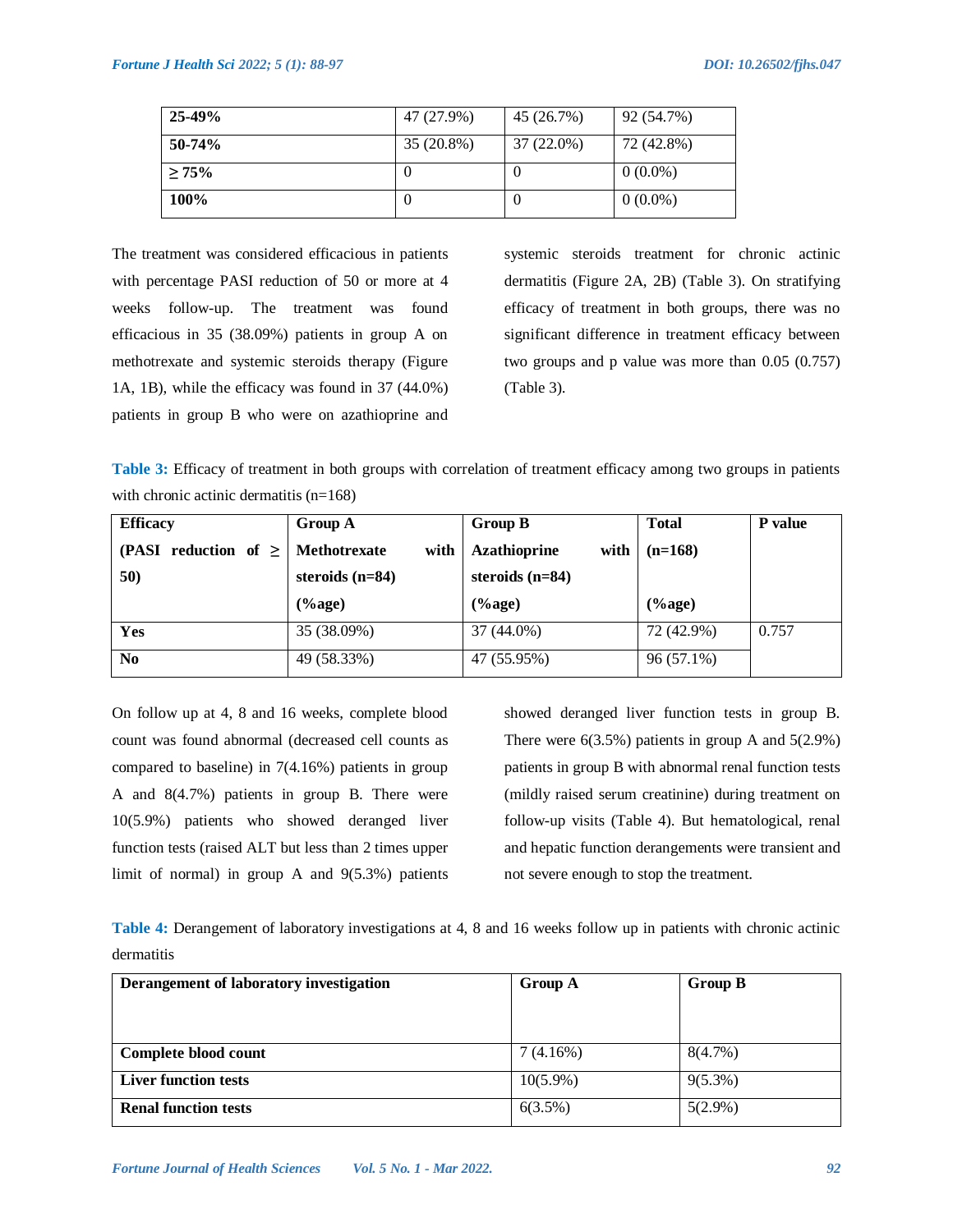| 25-49% | 47 (27.9%) | 45 (26.7%) | 92 (54.7%) |
|---|---|---|---|
| 50-74% | 35 (20.8%) | 37 (22.0%) | 72 (42.8%) |
| ≥ 75% | 0 | 0 | 0 (0.0%) |
| 100% | 0 | 0 | 0 (0.0%) |

The treatment was considered efficacious in patients with percentage PASI reduction of 50 or more at 4 weeks follow-up. The treatment was found efficacious in 35 (38.09%) patients in group A on methotrexate and systemic steroids therapy (Figure 1A, 1B), while the efficacy was found in 37 (44.0%) patients in group B who were on azathioprine and systemic steroids treatment for chronic actinic dermatitis (Figure 2A, 2B) (Table 3). On stratifying efficacy of treatment in both groups, there was no significant difference in treatment efficacy between two groups and p value was more than 0.05 (0.757) (Table 3).

**Table 3:** Efficacy of treatment in both groups with correlation of treatment efficacy among two groups in patients with chronic actinic dermatitis (n=168)

| Efficacy (PASI reduction of ≥ 50) | Group A Methotrexate with steroids (n=84) (%age) | Group B Azathioprine with steroids (n=84) (%age) | Total (n=168) (%age) | P value |
|---|---|---|---|---|
| Yes | 35 (38.09%) | 37 (44.0%) | 72 (42.9%) | 0.757 |
| No | 49 (58.33%) | 47 (55.95%) | 96 (57.1%) | |

On follow up at 4, 8 and 16 weeks, complete blood count was found abnormal (decreased cell counts as compared to baseline) in 7(4.16%) patients in group A and 8(4.7%) patients in group B. There were 10(5.9%) patients who showed deranged liver function tests (raised ALT but less than 2 times upper limit of normal) in group A and 9(5.3%) patients showed deranged liver function tests in group B. There were 6(3.5%) patients in group A and 5(2.9%) patients in group B with abnormal renal function tests (mildly raised serum creatinine) during treatment on follow-up visits (Table 4). But hematological, renal and hepatic function derangements were transient and not severe enough to stop the treatment.

**Table 4:** Derangement of laboratory investigations at 4, 8 and 16 weeks follow up in patients with chronic actinic dermatitis

| Derangement of laboratory investigation | Group A | Group B |
|---|---|---|
| Complete blood count | 7 (4.16%) | 8(4.7%) |
| Liver function tests | 10(5.9%) | 9(5.3%) |
| Renal function tests | 6(3.5%) | 5(2.9%) |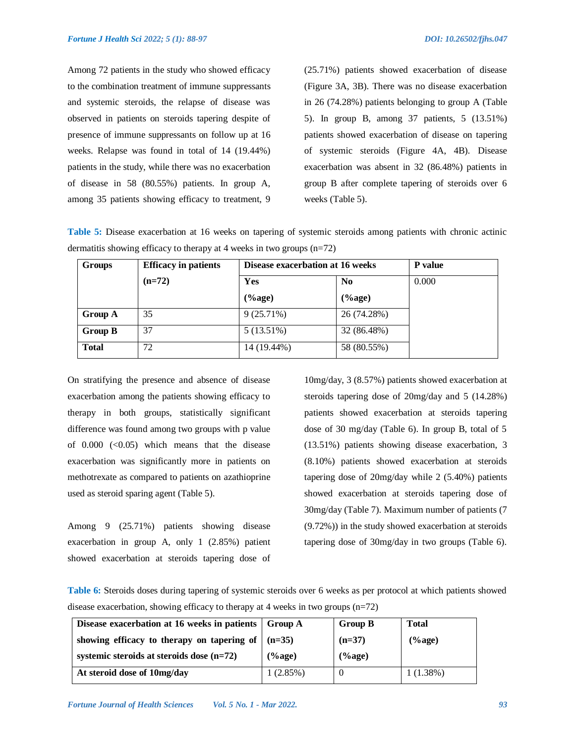Among 72 patients in the study who showed efficacy to the combination treatment of immune suppressants and systemic steroids, the relapse of disease was observed in patients on steroids tapering despite of presence of immune suppressants on follow up at 16 weeks. Relapse was found in total of 14 (19.44%) patients in the study, while there was no exacerbation of disease in 58 (80.55%) patients. In group A, among 35 patients showing efficacy to treatment, 9 (25.71%) patients showed exacerbation of disease (Figure 3A, 3B). There was no disease exacerbation in 26 (74.28%) patients belonging to group A (Table 5). In group B, among 37 patients, 5 (13.51%) patients showed exacerbation of disease on tapering of systemic steroids (Figure 4A, 4B). Disease exacerbation was absent in 32 (86.48%) patients in group B after complete tapering of steroids over 6 weeks (Table 5).

**Table 5:** Disease exacerbation at 16 weeks on tapering of systemic steroids among patients with chronic actinic dermatitis showing efficacy to therapy at 4 weeks in two groups (n=72)

| Groups | Efficacy in patients (n=72) | Disease exacerbation at 16 weeks | | P value |
|---|---|---|---|---|
| | | Yes (%age) | No (%age) | 0.000 |
| **Group A** | 35 | 9 (25.71%) | 26 (74.28%) | |
| **Group B** | 37 | 5 (13.51%) | 32 (86.48%) | |
| **Total** | 72 | 14 (19.44%) | 58 (80.55%) | |

On stratifying the presence and absence of disease exacerbation among the patients showing efficacy to therapy in both groups, statistically significant difference was found among two groups with p value of 0.000 (<0.05) which means that the disease exacerbation was significantly more in patients on methotrexate as compared to patients on azathioprine used as steroid sparing agent (Table 5).

Among 9 (25.71%) patients showing disease exacerbation in group A, only 1 (2.85%) patient showed exacerbation at steroids tapering dose of 10mg/day, 3 (8.57%) patients showed exacerbation at steroids tapering dose of 20mg/day and 5 (14.28%) patients showed exacerbation at steroids tapering dose of 30 mg/day (Table 6). In group B, total of 5 (13.51%) patients showing disease exacerbation, 3 (8.10%) patients showed exacerbation at steroids tapering dose of 20mg/day while 2 (5.40%) patients showed exacerbation at steroids tapering dose of 30mg/day (Table 7). Maximum number of patients (7 (9.72%)) in the study showed exacerbation at steroids tapering dose of 30mg/day in two groups (Table 6).

**Table 6:** Steroids doses during tapering of systemic steroids over 6 weeks as per protocol at which patients showed disease exacerbation, showing efficacy to therapy at 4 weeks in two groups (n=72)

| Disease exacerbation at 16 weeks in patients showing efficacy to therapy on tapering of systemic steroids at steroids dose (n=72) | Group A (n=35) (%age) | Group B (n=37) (%age) | Total (%age) |
|---|---|---|---|
| **At steroid dose of 10mg/day** | 1 (2.85%) | 0 | 1 (1.38%) |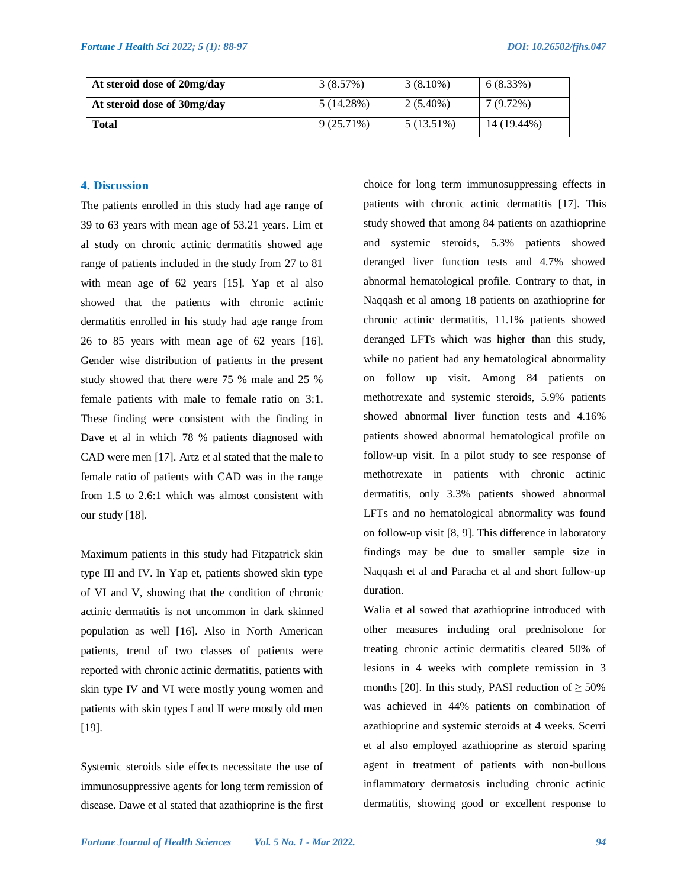| At steroid dose of 20mg/day | 3 (8.57%) | 3 (8.10%) | 6 (8.33%) |
| --- | --- | --- | --- |
| At steroid dose of 30mg/day | 5 (14.28%) | 2 (5.40%) | 7 (9.72%) |
| Total | 9 (25.71%) | 5 (13.51%) | 14 (19.44%) |

## 4. Discussion

The patients enrolled in this study had age range of 39 to 63 years with mean age of 53.21 years. Lim et al study on chronic actinic dermatitis showed age range of patients included in the study from 27 to 81 with mean age of 62 years [15]. Yap et al also showed that the patients with chronic actinic dermatitis enrolled in his study had age range from 26 to 85 years with mean age of 62 years [16]. Gender wise distribution of patients in the present study showed that there were 75 % male and 25 % female patients with male to female ratio on 3:1. These finding were consistent with the finding in Dave et al in which 78 % patients diagnosed with CAD were men [17]. Artz et al stated that the male to female ratio of patients with CAD was in the range from 1.5 to 2.6:1 which was almost consistent with our study [18].

Maximum patients in this study had Fitzpatrick skin type III and IV. In Yap et, patients showed skin type of VI and V, showing that the condition of chronic actinic dermatitis is not uncommon in dark skinned population as well [16]. Also in North American patients, trend of two classes of patients were reported with chronic actinic dermatitis, patients with skin type IV and VI were mostly young women and patients with skin types I and II were mostly old men [19].

Systemic steroids side effects necessitate the use of immunosuppressive agents for long term remission of disease. Dawe et al stated that azathioprine is the first choice for long term immunosuppressing effects in patients with chronic actinic dermatitis [17]. This study showed that among 84 patients on azathioprine and systemic steroids, 5.3% patients showed deranged liver function tests and 4.7% showed abnormal hematological profile. Contrary to that, in Naqqash et al among 18 patients on azathioprine for chronic actinic dermatitis, 11.1% patients showed deranged LFTs which was higher than this study, while no patient had any hematological abnormality on follow up visit. Among 84 patients on methotrexate and systemic steroids, 5.9% patients showed abnormal liver function tests and 4.16% patients showed abnormal hematological profile on follow-up visit. In a pilot study to see response of methotrexate in patients with chronic actinic dermatitis, only 3.3% patients showed abnormal LFTs and no hematological abnormality was found on follow-up visit [8, 9]. This difference in laboratory findings may be due to smaller sample size in Naqqash et al and Paracha et al and short follow-up duration.

Walia et al sowed that azathioprine introduced with other measures including oral prednisolone for treating chronic actinic dermatitis cleared 50% of lesions in 4 weeks with complete remission in 3 months [20]. In this study, PASI reduction of $\geq$ 50% was achieved in 44% patients on combination of azathioprine and systemic steroids at 4 weeks. Scerri et al also employed azathioprine as steroid sparing agent in treatment of patients with non-bullous inflammatory dermatosis including chronic actinic dermatitis, showing good or excellent response to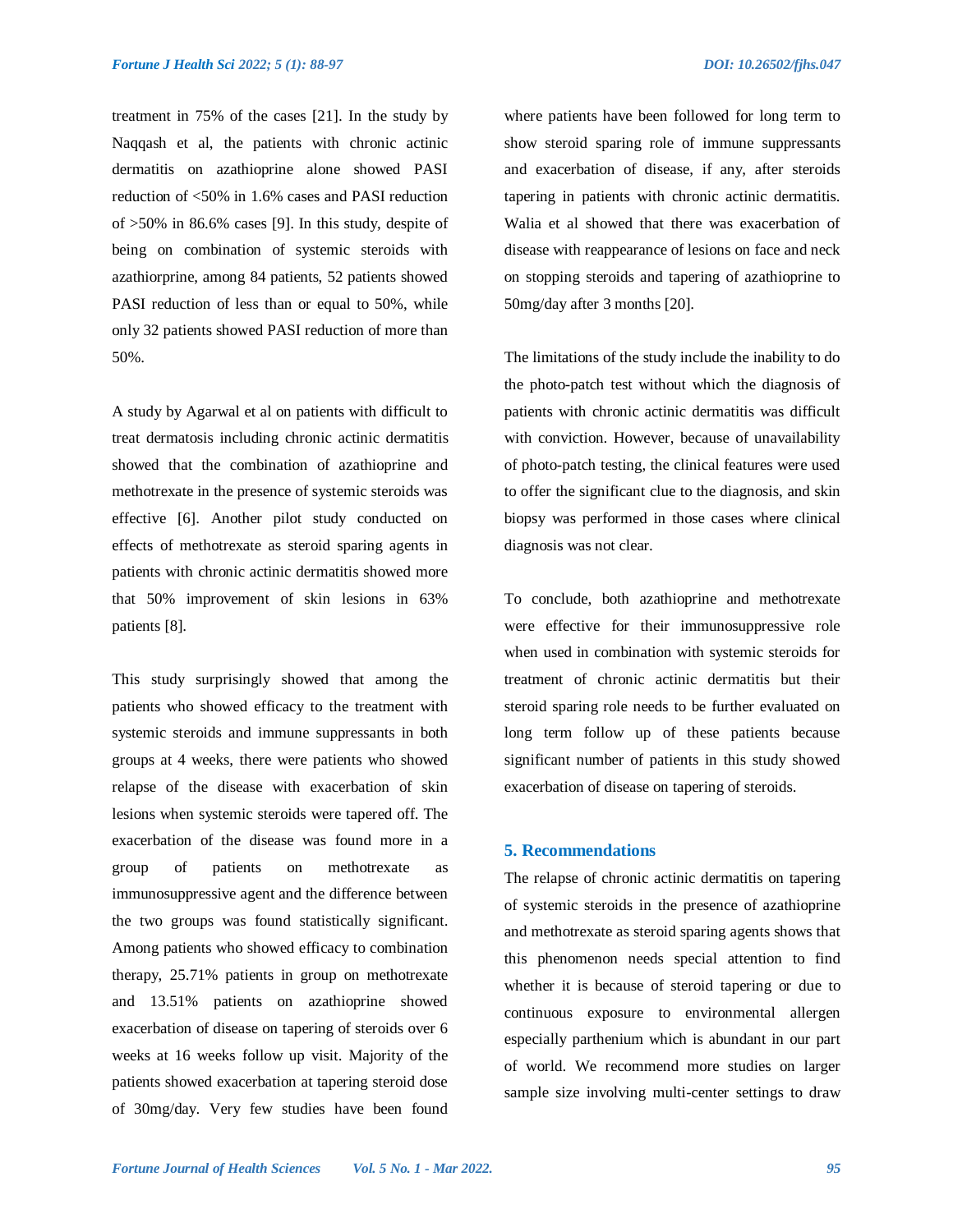treatment in 75% of the cases [21]. In the study by Naqqash et al, the patients with chronic actinic dermatitis on azathioprine alone showed PASI reduction of <50% in 1.6% cases and PASI reduction of >50% in 86.6% cases [9]. In this study, despite of being on combination of systemic steroids with azathiorprine, among 84 patients, 52 patients showed PASI reduction of less than or equal to 50%, while only 32 patients showed PASI reduction of more than 50%.

A study by Agarwal et al on patients with difficult to treat dermatosis including chronic actinic dermatitis showed that the combination of azathioprine and methotrexate in the presence of systemic steroids was effective [6]. Another pilot study conducted on effects of methotrexate as steroid sparing agents in patients with chronic actinic dermatitis showed more that 50% improvement of skin lesions in 63% patients [8].

This study surprisingly showed that among the patients who showed efficacy to the treatment with systemic steroids and immune suppressants in both groups at 4 weeks, there were patients who showed relapse of the disease with exacerbation of skin lesions when systemic steroids were tapered off. The exacerbation of the disease was found more in a group of patients on methotrexate as immunosuppressive agent and the difference between the two groups was found statistically significant. Among patients who showed efficacy to combination therapy, 25.71% patients in group on methotrexate and 13.51% patients on azathioprine showed exacerbation of disease on tapering of steroids over 6 weeks at 16 weeks follow up visit. Majority of the patients showed exacerbation at tapering steroid dose of 30mg/day. Very few studies have been found where patients have been followed for long term to show steroid sparing role of immune suppressants and exacerbation of disease, if any, after steroids tapering in patients with chronic actinic dermatitis. Walia et al showed that there was exacerbation of disease with reappearance of lesions on face and neck on stopping steroids and tapering of azathioprine to 50mg/day after 3 months [20].

The limitations of the study include the inability to do the photo-patch test without which the diagnosis of patients with chronic actinic dermatitis was difficult with conviction. However, because of unavailability of photo-patch testing, the clinical features were used to offer the significant clue to the diagnosis, and skin biopsy was performed in those cases where clinical diagnosis was not clear.

To conclude, both azathioprine and methotrexate were effective for their immunosuppressive role when used in combination with systemic steroids for treatment of chronic actinic dermatitis but their steroid sparing role needs to be further evaluated on long term follow up of these patients because significant number of patients in this study showed exacerbation of disease on tapering of steroids.

## 5. Recommendations

The relapse of chronic actinic dermatitis on tapering of systemic steroids in the presence of azathioprine and methotrexate as steroid sparing agents shows that this phenomenon needs special attention to find whether it is because of steroid tapering or due to continuous exposure to environmental allergen especially parthenium which is abundant in our part of world. We recommend more studies on larger sample size involving multi-center settings to draw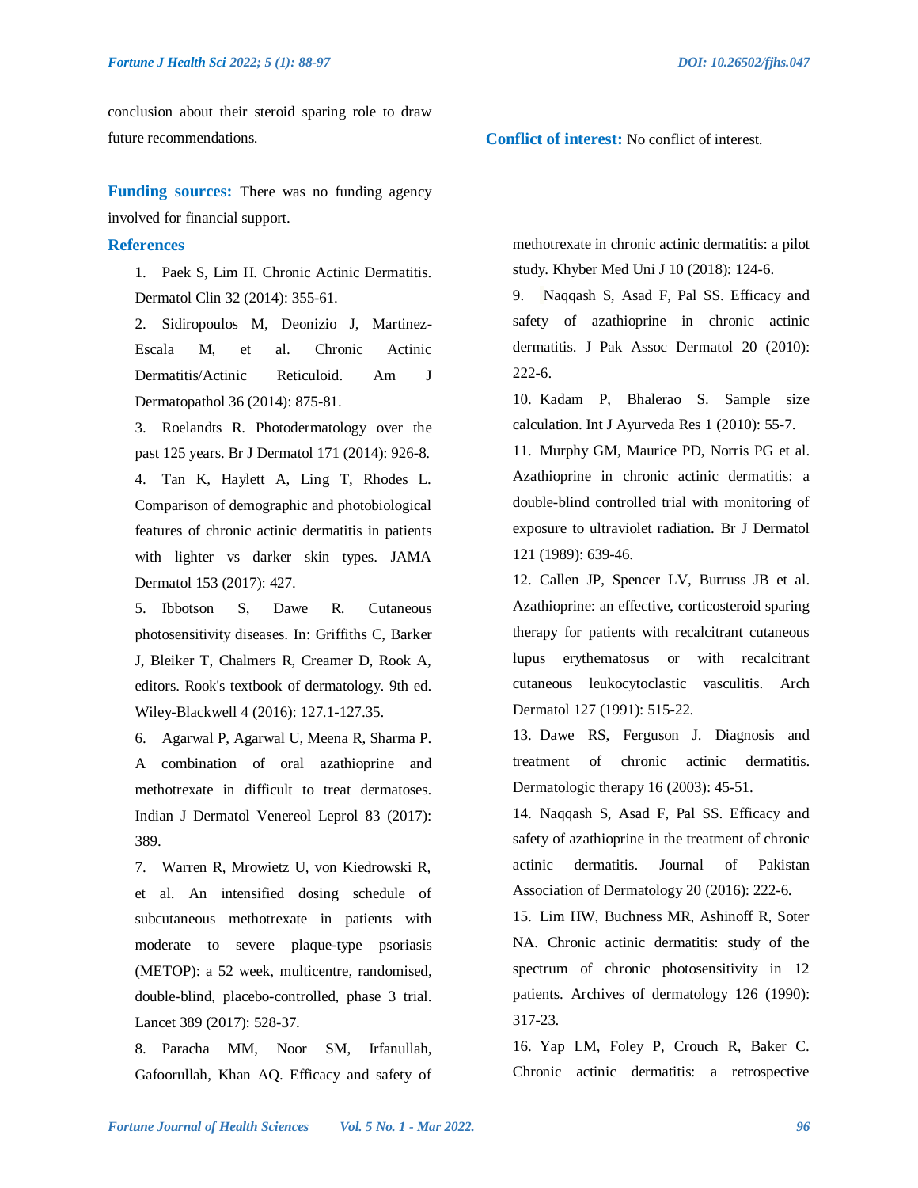conclusion about their steroid sparing role to draw future recommendations.

**Funding sources:** There was no funding agency involved for financial support.

**Conflict of interest:** No conflict of interest.

## References

1. Paek S, Lim H. Chronic Actinic Dermatitis. Dermatol Clin 32 (2014): 355-61.
2. Sidiropoulos M, Deonizio J, Martinez-Escala M, et al. Chronic Actinic Dermatitis/Actinic Reticuloid. Am J Dermatopathol 36 (2014): 875-81.
3. Roelandts R. Photodermatology over the past 125 years. Br J Dermatol 171 (2014): 926-8.
4. Tan K, Haylett A, Ling T, Rhodes L. Comparison of demographic and photobiological features of chronic actinic dermatitis in patients with lighter vs darker skin types. JAMA Dermatol 153 (2017): 427.
5. Ibbotson S, Dawe R. Cutaneous photosensitivity diseases. In: Griffiths C, Barker J, Bleiker T, Chalmers R, Creamer D, Rook A, editors. Rook's textbook of dermatology. 9th ed. Wiley-Blackwell 4 (2016): 127.1-127.35.
6. Agarwal P, Agarwal U, Meena R, Sharma P. A combination of oral azathioprine and methotrexate in difficult to treat dermatoses. Indian J Dermatol Venereol Leprol 83 (2017): 389.
7. Warren R, Mrowietz U, von Kiedrowski R, et al. An intensified dosing schedule of subcutaneous methotrexate in patients with moderate to severe plaque-type psoriasis (METOP): a 52 week, multicentre, randomised, double-blind, placebo-controlled, phase 3 trial. Lancet 389 (2017): 528-37.
8. Paracha MM, Noor SM, Irfanullah, Gafoorullah, Khan AQ. Efficacy and safety of methotrexate in chronic actinic dermatitis: a pilot study. Khyber Med Uni J 10 (2018): 124-6.
9. Naqqash S, Asad F, Pal SS. Efficacy and safety of azathioprine in chronic actinic dermatitis. J Pak Assoc Dermatol 20 (2010): 222-6.
10. Kadam P, Bhalerao S. Sample size calculation. Int J Ayurveda Res 1 (2010): 55-7.
11. Murphy GM, Maurice PD, Norris PG et al. Azathioprine in chronic actinic dermatitis: a double-blind controlled trial with monitoring of exposure to ultraviolet radiation. Br J Dermatol 121 (1989): 639-46.
12. Callen JP, Spencer LV, Burruss JB et al. Azathioprine: an effective, corticosteroid sparing therapy for patients with recalcitrant cutaneous lupus erythematosus or with recalcitrant cutaneous leukocytoclastic vasculitis. Arch Dermatol 127 (1991): 515-22.
13. Dawe RS, Ferguson J. Diagnosis and treatment of chronic actinic dermatitis. Dermatologic therapy 16 (2003): 45-51.
14. Naqqash S, Asad F, Pal SS. Efficacy and safety of azathioprine in the treatment of chronic actinic dermatitis. Journal of Pakistan Association of Dermatology 20 (2016): 222-6.
15. Lim HW, Buchness MR, Ashinoff R, Soter NA. Chronic actinic dermatitis: study of the spectrum of chronic photosensitivity in 12 patients. Archives of dermatology 126 (1990): 317-23.
16. Yap LM, Foley P, Crouch R, Baker C. Chronic actinic dermatitis: a retrospective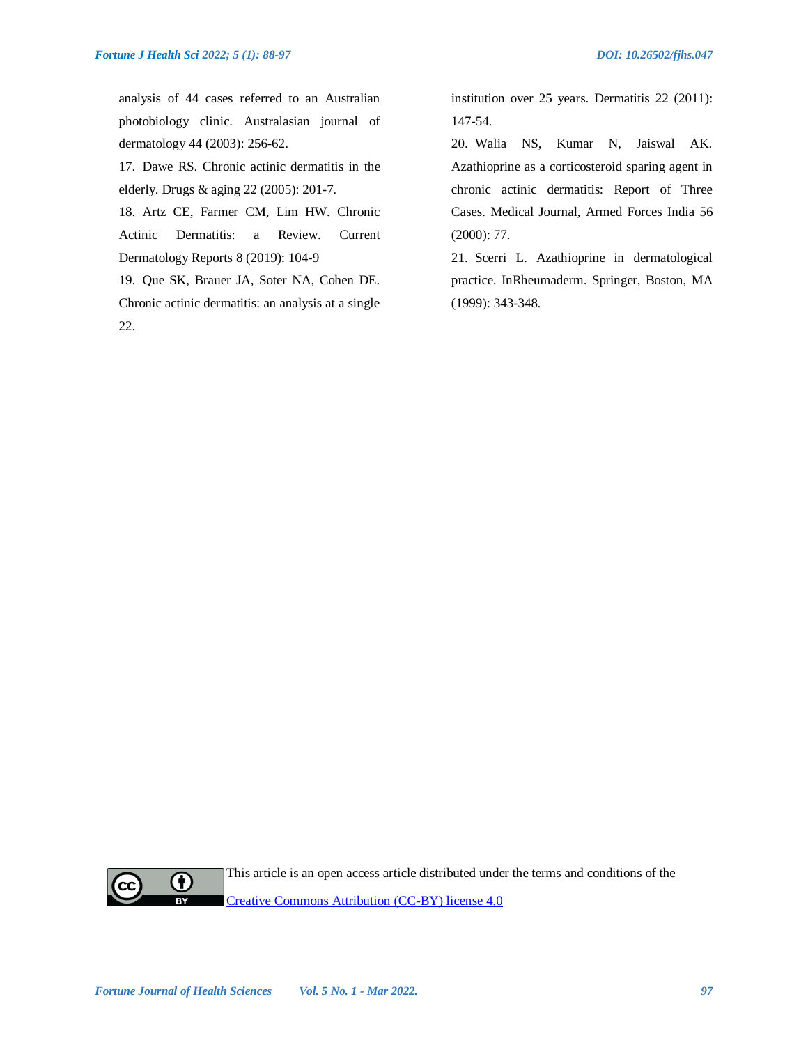analysis of 44 cases referred to an Australian photobiology clinic. Australasian journal of dermatology 44 (2003): 256-62.

17. Dawe RS. Chronic actinic dermatitis in the elderly. Drugs & aging 22 (2005): 201-7.

18. Artz CE, Farmer CM, Lim HW. Chronic Actinic Dermatitis: a Review. Current Dermatology Reports 8 (2019): 104-9

19. Que SK, Brauer JA, Soter NA, Cohen DE. Chronic actinic dermatitis: an analysis at a single institution over 25 years. Dermatitis 22 (2011): 147-54.

20. Walia NS, Kumar N, Jaiswal AK. Azathioprine as a corticosteroid sparing agent in chronic actinic dermatitis: Report of Three Cases. Medical Journal, Armed Forces India 56 (2000): 77.

21. Scerri L. Azathioprine in dermatological practice. InRheumaderm. Springer, Boston, MA (1999): 343-348.

22.

This article is an open access article distributed under the terms and conditions of the [Creative Commons Attribution (CC-BY) license 4.0]